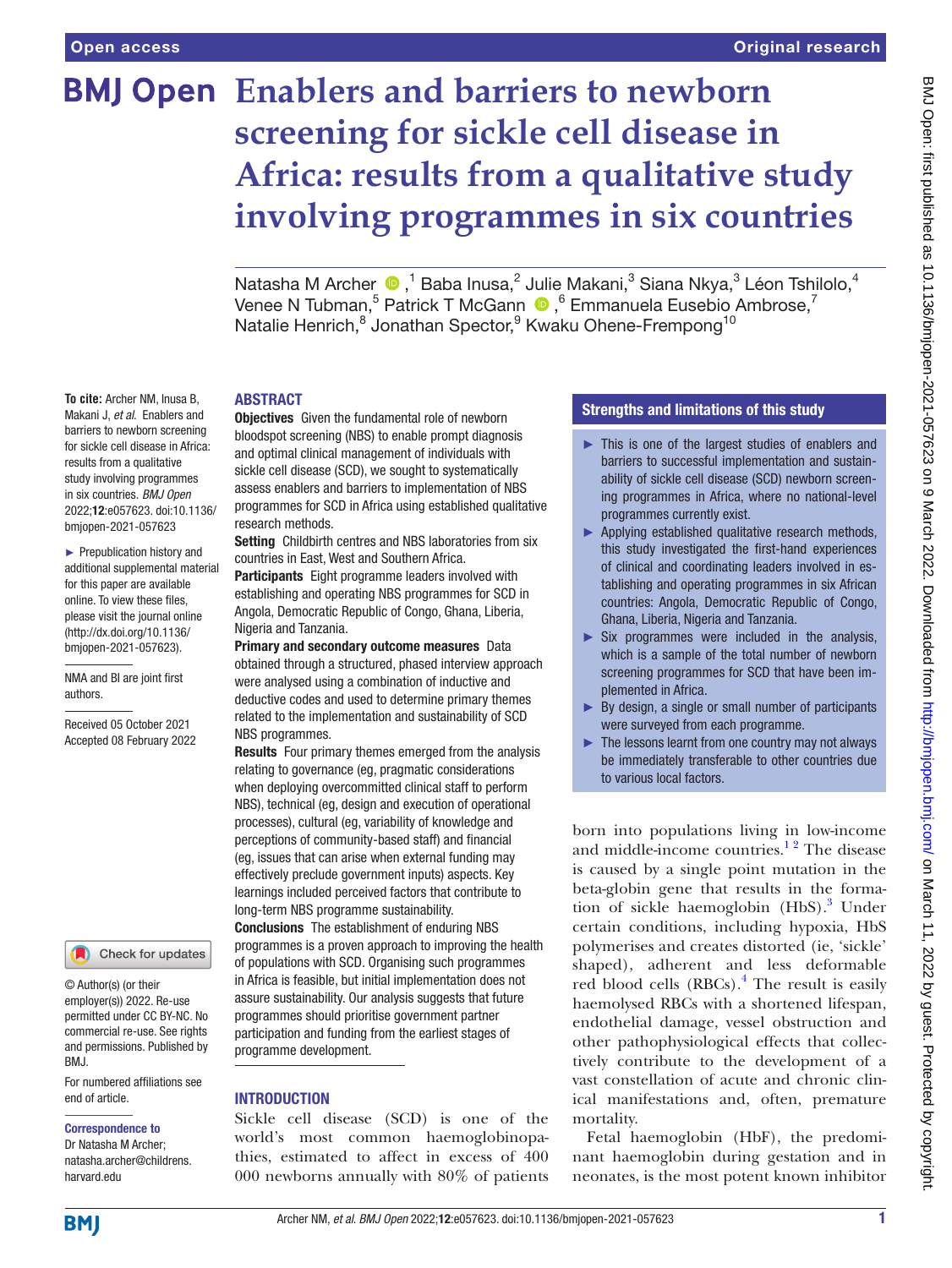# Enablers and barriers to newborn screening for sickle cell disease in Africa: results from a qualitative study involving programmes in six countries

Natasha M Archer ,[1] Baba Inusa,[2] Julie Makani,[3] Siana Nkya,[3] Léon Tshilolo,[4] Venee N Tubman,[5] Patrick T McGann ,[6] Emmanuela Eusebio Ambrose,[7] Natalie Henrich,[8] Jonathan Spector,[9] Kwaku Ohene-Frempong[10]

**To cite:** Archer NM, Inusa B, Makani J, *et al*. Enablers and barriers to newborn screening for sickle cell disease in Africa: results from a qualitative study involving programmes in six countries. *BMJ Open* 2022;**12**:e057623. doi:10.1136/bmjopen-2021-057623

► Prepublication history and additional supplemental material for this paper are available online. To view these files, please visit the journal online (http://dx.doi.org/10.1136/bmjopen-2021-057623).

NMA and BI are joint first authors.

Received 05 October 2021
Accepted 08 February 2022

© Author(s) (or their employer(s)) 2022. Re-use permitted under CC BY-NC. No commercial re-use. See rights and permissions. Published by BMJ.

For numbered affiliations see end of article.

**Correspondence to**
Dr Natasha M Archer; natasha.archer@childrens.harvard.edu

## ABSTRACT

**Objectives** Given the fundamental role of newborn bloodspot screening (NBS) to enable prompt diagnosis and optimal clinical management of individuals with sickle cell disease (SCD), we sought to systematically assess enablers and barriers to implementation of NBS programmes for SCD in Africa using established qualitative research methods.

**Setting** Childbirth centres and NBS laboratories from six countries in East, West and Southern Africa.

**Participants** Eight programme leaders involved with establishing and operating NBS programmes for SCD in Angola, Democratic Republic of Congo, Ghana, Liberia, Nigeria and Tanzania.

**Primary and secondary outcome measures** Data obtained through a structured, phased interview approach were analysed using a combination of inductive and deductive codes and used to determine primary themes related to the implementation and sustainability of SCD NBS programmes.

**Results** Four primary themes emerged from the analysis relating to governance (eg, pragmatic considerations when deploying overcommitted clinical staff to perform NBS), technical (eg, design and execution of operational processes), cultural (eg, variability of knowledge and perceptions of community-based staff) and financial (eg, issues that can arise when external funding may effectively preclude government inputs) aspects. Key learnings included perceived factors that contribute to long-term NBS programme sustainability.

**Conclusions** The establishment of enduring NBS programmes is a proven approach to improving the health of populations with SCD. Organising such programmes in Africa is feasible, but initial implementation does not assure sustainability. Our analysis suggests that future programmes should prioritise government partner participation and funding from the earliest stages of programme development.

## Strengths and limitations of this study

- ► This is one of the largest studies of enablers and barriers to successful implementation and sustainability of sickle cell disease (SCD) newborn screening programmes in Africa, where no national-level programmes currently exist.
- ► Applying established qualitative research methods, this study investigated the first-hand experiences of clinical and coordinating leaders involved in establishing and operating programmes in six African countries: Angola, Democratic Republic of Congo, Ghana, Liberia, Nigeria and Tanzania.
- ► Six programmes were included in the analysis, which is a sample of the total number of newborn screening programmes for SCD that have been implemented in Africa.
- ► By design, a single or small number of participants were surveyed from each programme.
- ► The lessons learnt from one country may not always be immediately transferable to other countries due to various local factors.

## INTRODUCTION

Sickle cell disease (SCD) is one of the world's most common haemoglobinopathies, estimated to affect in excess of 400 000 newborns annually with 80% of patients born into populations living in low-income and middle-income countries.[1,2] The disease is caused by a single point mutation in the beta-globin gene that results in the formation of sickle haemoglobin (HbS).[3] Under certain conditions, including hypoxia, HbS polymerises and creates distorted (ie, 'sickle' shaped), adherent and less deformable red blood cells (RBCs).[4] The result is easily haemolysed RBCs with a shortened lifespan, endothelial damage, vessel obstruction and other pathophysiological effects that collectively contribute to the development of a vast constellation of acute and chronic clinical manifestations and, often, premature mortality.

Fetal haemoglobin (HbF), the predominant haemoglobin during gestation and in neonates, is the most potent known inhibitor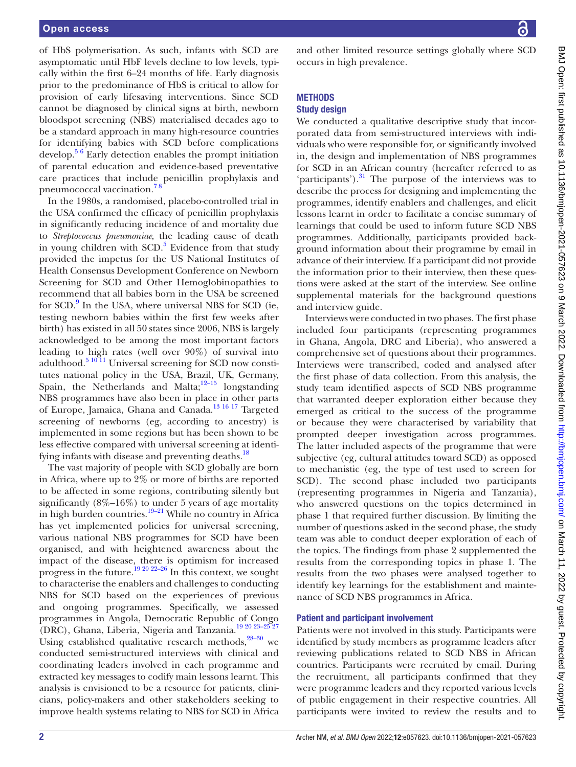of HbS polymerisation. As such, infants with SCD are asymptomatic until HbF levels decline to low levels, typically within the first 6–24 months of life. Early diagnosis prior to the predominance of HbS is critical to allow for provision of early lifesaving interventions. Since SCD cannot be diagnosed by clinical signs at birth, newborn bloodspot screening (NBS) materialised decades ago to be a standard approach in many high-resource countries for identifying babies with SCD before complications develop.[5 6] Early detection enables the prompt initiation of parental education and evidence-based preventative care practices that include penicillin prophylaxis and pneumococcal vaccination.[7 8]

In the 1980s, a randomised, placebo-controlled trial in the USA confirmed the efficacy of penicillin prophylaxis in significantly reducing incidence of and mortality due to *Streptococcus pneumoniae*, the leading cause of death in young children with SCD.[5] Evidence from that study provided the impetus for the US National Institutes of Health Consensus Development Conference on Newborn Screening for SCD and Other Hemoglobinopathies to recommend that all babies born in the USA be screened for SCD.[9] In the USA, where universal NBS for SCD (ie, testing newborn babies within the first few weeks after birth) has existed in all 50 states since 2006, NBS is largely acknowledged to be among the most important factors leading to high rates (well over 90%) of survival into adulthood.[5 10 11] Universal screening for SCD now constitutes national policy in the USA, Brazil, UK, Germany, Spain, the Netherlands and Malta;[12–15] longstanding NBS programmes have also been in place in other parts of Europe, Jamaica, Ghana and Canada.[13 16 17] Targeted screening of newborns (eg, according to ancestry) is implemented in some regions but has been shown to be less effective compared with universal screening at identifying infants with disease and preventing deaths.[18]

The vast majority of people with SCD globally are born in Africa, where up to 2% or more of births are reported to be affected in some regions, contributing silently but significantly (8%–16%) to under 5 years of age mortality in high burden countries.[19–21] While no country in Africa has yet implemented policies for universal screening, various national NBS programmes for SCD have been organised, and with heightened awareness about the impact of the disease, there is optimism for increased progress in the future.[19 20 22–26] In this context, we sought to characterise the enablers and challenges to conducting NBS for SCD based on the experiences of previous and ongoing programmes. Specifically, we assessed programmes in Angola, Democratic Republic of Congo (DRC), Ghana, Liberia, Nigeria and Tanzania.[19 20 23–25 27] Using established qualitative research methods,[28–30] we conducted semi-structured interviews with clinical and coordinating leaders involved in each programme and extracted key messages to codify main lessons learnt. This analysis is envisioned to be a resource for patients, clinicians, policy-makers and other stakeholders seeking to improve health systems relating to NBS for SCD in Africa and other limited resource settings globally where SCD occurs in high prevalence.

## METHODS

### Study design

We conducted a qualitative descriptive study that incorporated data from semi-structured interviews with individuals who were responsible for, or significantly involved in, the design and implementation of NBS programmes for SCD in an African country (hereafter referred to as 'participants').[31] The purpose of the interviews was to describe the process for designing and implementing the programmes, identify enablers and challenges, and elicit lessons learnt in order to facilitate a concise summary of learnings that could be used to inform future SCD NBS programmes. Additionally, participants provided background information about their programme by email in advance of their interview. If a participant did not provide the information prior to their interview, then these questions were asked at the start of the interview. See online supplemental materials for the background questions and interview guide.

Interviews were conducted in two phases. The first phase included four participants (representing programmes in Ghana, Angola, DRC and Liberia), who answered a comprehensive set of questions about their programmes. Interviews were transcribed, coded and analysed after the first phase of data collection. From this analysis, the study team identified aspects of SCD NBS programme that warranted deeper exploration either because they emerged as critical to the success of the programme or because they were characterised by variability that prompted deeper investigation across programmes. The latter included aspects of the programme that were subjective (eg, cultural attitudes toward SCD) as opposed to mechanistic (eg, the type of test used to screen for SCD). The second phase included two participants (representing programmes in Nigeria and Tanzania), who answered questions on the topics determined in phase 1 that required further discussion. By limiting the number of questions asked in the second phase, the study team was able to conduct deeper exploration of each of the topics. The findings from phase 2 supplemented the results from the corresponding topics in phase 1. The results from the two phases were analysed together to identify key learnings for the establishment and maintenance of SCD NBS programmes in Africa.

### Patient and participant involvement

Patients were not involved in this study. Participants were identified by study members as programme leaders after reviewing publications related to SCD NBS in African countries. Participants were recruited by email. During the recruitment, all participants confirmed that they were programme leaders and they reported various levels of public engagement in their respective countries. All participants were invited to review the results and to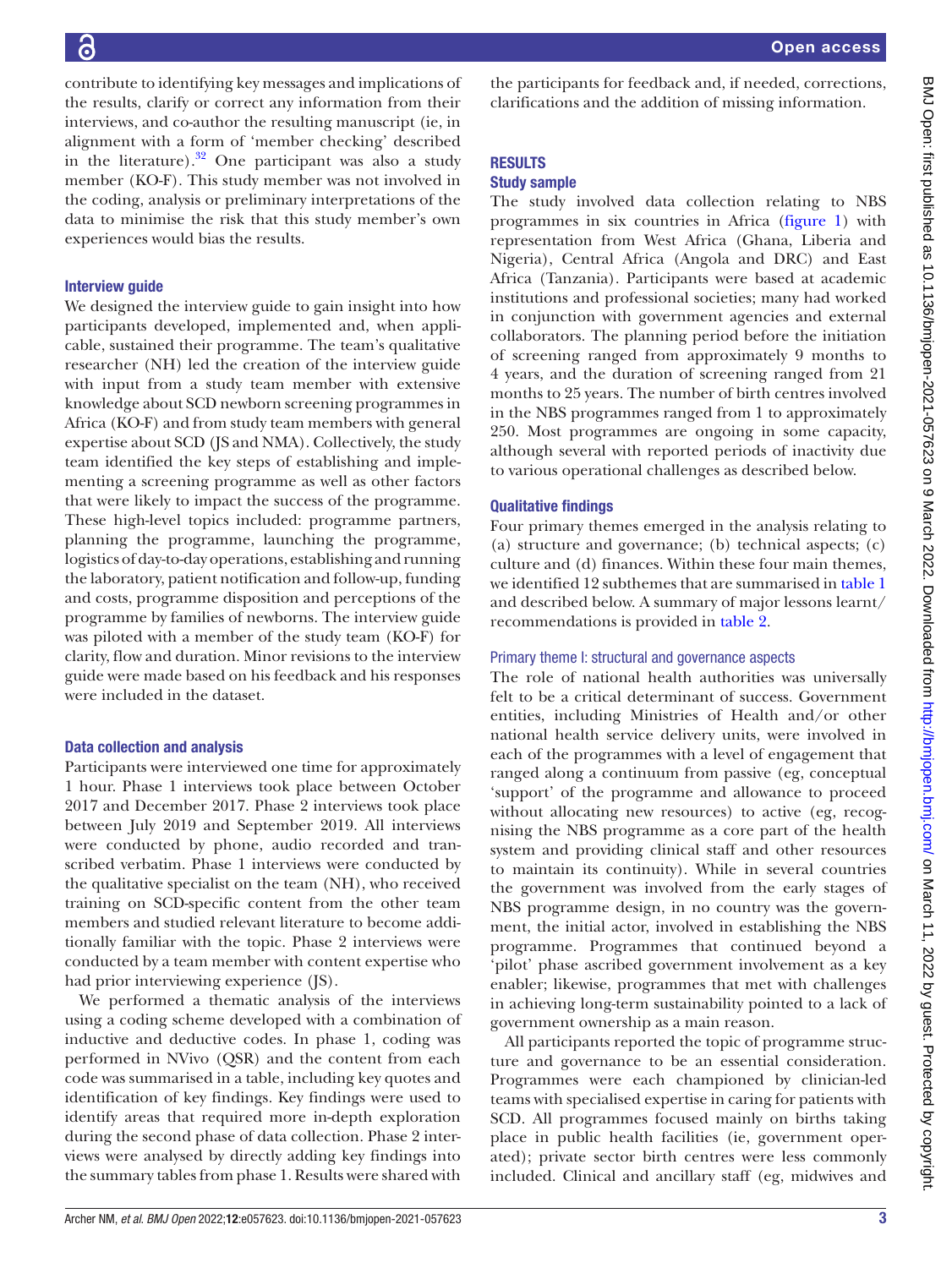contribute to identifying key messages and implications of the results, clarify or correct any information from their interviews, and co-author the resulting manuscript (ie, in alignment with a form of 'member checking' described in the literature).[32] One participant was also a study member (KO-F). This study member was not involved in the coding, analysis or preliminary interpretations of the data to minimise the risk that this study member's own experiences would bias the results.

### Interview guide

We designed the interview guide to gain insight into how participants developed, implemented and, when applicable, sustained their programme. The team's qualitative researcher (NH) led the creation of the interview guide with input from a study team member with extensive knowledge about SCD newborn screening programmes in Africa (KO-F) and from study team members with general expertise about SCD (JS and NMA). Collectively, the study team identified the key steps of establishing and implementing a screening programme as well as other factors that were likely to impact the success of the programme. These high-level topics included: programme partners, planning the programme, launching the programme, logistics of day-to-day operations, establishing and running the laboratory, patient notification and follow-up, funding and costs, programme disposition and perceptions of the programme by families of newborns. The interview guide was piloted with a member of the study team (KO-F) for clarity, flow and duration. Minor revisions to the interview guide were made based on his feedback and his responses were included in the dataset.

### Data collection and analysis

Participants were interviewed one time for approximately 1 hour. Phase 1 interviews took place between October 2017 and December 2017. Phase 2 interviews took place between July 2019 and September 2019. All interviews were conducted by phone, audio recorded and transcribed verbatim. Phase 1 interviews were conducted by the qualitative specialist on the team (NH), who received training on SCD-specific content from the other team members and studied relevant literature to become additionally familiar with the topic. Phase 2 interviews were conducted by a team member with content expertise who had prior interviewing experience (JS).

We performed a thematic analysis of the interviews using a coding scheme developed with a combination of inductive and deductive codes. In phase 1, coding was performed in NVivo (QSR) and the content from each code was summarised in a table, including key quotes and identification of key findings. Key findings were used to identify areas that required more in-depth exploration during the second phase of data collection. Phase 2 interviews were analysed by directly adding key findings into the summary tables from phase 1. Results were shared with the participants for feedback and, if needed, corrections, clarifications and the addition of missing information.

## RESULTS

### Study sample

The study involved data collection relating to NBS programmes in six countries in Africa (figure 1) with representation from West Africa (Ghana, Liberia and Nigeria), Central Africa (Angola and DRC) and East Africa (Tanzania). Participants were based at academic institutions and professional societies; many had worked in conjunction with government agencies and external collaborators. The planning period before the initiation of screening ranged from approximately 9 months to 4 years, and the duration of screening ranged from 21 months to 25 years. The number of birth centres involved in the NBS programmes ranged from 1 to approximately 250. Most programmes are ongoing in some capacity, although several with reported periods of inactivity due to various operational challenges as described below.

### Qualitative findings

Four primary themes emerged in the analysis relating to (a) structure and governance; (b) technical aspects; (c) culture and (d) finances. Within these four main themes, we identified 12 subthemes that are summarised in table 1 and described below. A summary of major lessons learnt/recommendations is provided in table 2.

#### Primary theme I: structural and governance aspects

The role of national health authorities was universally felt to be a critical determinant of success. Government entities, including Ministries of Health and/or other national health service delivery units, were involved in each of the programmes with a level of engagement that ranged along a continuum from passive (eg, conceptual 'support' of the programme and allowance to proceed without allocating new resources) to active (eg, recognising the NBS programme as a core part of the health system and providing clinical staff and other resources to maintain its continuity). While in several countries the government was involved from the early stages of NBS programme design, in no country was the government, the initial actor, involved in establishing the NBS programme. Programmes that continued beyond a 'pilot' phase ascribed government involvement as a key enabler; likewise, programmes that met with challenges in achieving long-term sustainability pointed to a lack of government ownership as a main reason.

All participants reported the topic of programme structure and governance to be an essential consideration. Programmes were each championed by clinician-led teams with specialised expertise in caring for patients with SCD. All programmes focused mainly on births taking place in public health facilities (ie, government operated); private sector birth centres were less commonly included. Clinical and ancillary staff (eg, midwives and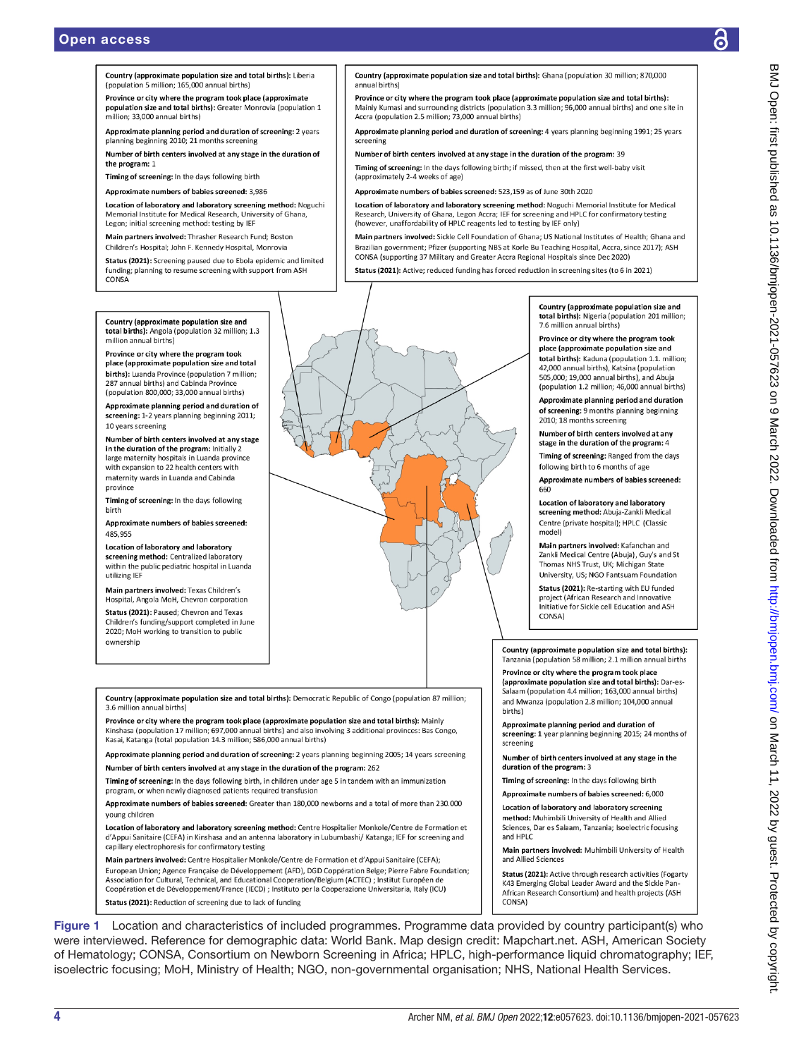**Country (approximate population size and total births):** Liberia (population 5 million; 165,000 annual births)

**Province or city where the program took place (approximate population size and total births):** Greater Monrovia (population 1 million; 33,000 annual births)

**Approximate planning period and duration of screening:** 2 years planning beginning 2010; 21 months screening

**Number of birth centers involved at any stage in the duration of the program:** 1

**Timing of screening:** In the days following birth

**Approximate numbers of babies screened:** 3,986

**Location of laboratory and laboratory screening method:** Noguchi Memorial Institute for Medical Research, University of Ghana, Legon; initial screening method: testing by IEF

**Main partners involved:** Thrasher Research Fund; Boston Children's Hospital; John F. Kennedy Hospital, Monrovia

**Status (2021):** Screening paused due to Ebola epidemic and limited funding; planning to resume screening with support from ASH CONSA

---

**Country (approximate population size and total births):** Ghana (population 30 million; 870,000 annual births)

**Province or city where the program took place (approximate population size and total births):** Mainly Kumasi and surrounding districts (population 3.3 million; 96,000 annual births) and one site in Accra (population 2.5 million; 73,000 annual births)

**Approximate planning period and duration of screening:** 4 years planning beginning 1991; 25 years screening

**Number of birth centers involved at any stage in the duration of the program:** 39

**Timing of screening:** In the days following birth; if missed, then at the first well-baby visit (approximately 2-4 weeks of age)

**Approximate numbers of babies screened:** 523,159 as of June 30th 2020

**Location of laboratory and laboratory screening method:** Noguchi Memorial Institute for Medical Research, University of Ghana, Legon Accra; IEF for screening and HPLC for confirmatory testing (however, unaffordability of HPLC reagents led to testing by IEF only)

**Main partners involved:** Sickle Cell Foundation of Ghana; US National Institutes of Health; Ghana and Brazilian government; Pfizer (supporting NBS at Korle Bu Teaching Hospital, Accra, since 2017); ASH CONSA (supporting 37 Military and Greater Accra Regional Hospitals since Dec 2020)

**Status (2021):** Active; reduced funding has forced reduction in screening sites (to 6 in 2021)

---

**Country (approximate population size and total births):** Angola (population 32 million; 1.3 million annual births)

**Province or city where the program took place (approximate population size and total births):** Luanda Province (population 7 million; 287 annual births) and Cabinda Province (population 800,000; 33,000 annual births)

**Approximate planning period and duration of screening:** 1-2 years planning beginning 2011; 10 years screening

**Number of birth centers involved at any stage in the duration of the program:** Initially 2 large maternity hospitals in Luanda province with expansion to 22 health centers with maternity wards in Luanda and Cabinda province

**Timing of screening:** In the days following birth

**Approximate numbers of babies screened:** 485,955

**Location of laboratory and laboratory screening method:** Centralized laboratory within the public pediatric hospital in Luanda utilizing IEF

**Main partners involved:** Texas Children's Hospital, Angola MoH, Chevron corporation

**Status (2021):** Paused; Chevron and Texas Children's funding/support completed in June 2020; MoH working to transition to public ownership

---

**Country (approximate population size and total births):** Nigeria (population 201 million; 7.6 million annual births)

**Province or city where the program took place (approximate population size and total births):** Kaduna (population 1.1. million; 42,000 annual births), Katsina (population 505,000; 19,000 annual births), and Abuja (population 1.2 million; 46,000 annual births)

**Approximate planning period and duration of screening:** 9 months planning beginning 2010; 18 months screening

**Number of birth centers involved at any stage in the duration of the program:** 4

**Timing of screening:** Ranged from the days following birth to 6 months of age

**Approximate numbers of babies screened:** 660

**Location of laboratory and laboratory screening method:** Abuja-Zankli Medical Centre (private hospital); HPLC (Classic model)

**Main partners involved:** Kafanchan and Zankli Medical Centre (Abuja), Guy's and St Thomas NHS Trust, UK; Michigan State University, US; NGO Fantsuam Foundation

**Status (2021):** Re-starting with EU funded project (African Research and Innovative Initiative for Sickle cell Education and ASH CONSA)

---

**Country (approximate population size and total births):** Democratic Republic of Congo (population 87 million; 3.6 million annual births)

**Province or city where the program took place (approximate population size and total births):** Mainly Kinshasa (population 17 million; 697,000 annual births) and also involving 3 additional provinces: Bas Congo, Kasai, Katanga (total population 14.3 million; 586,000 annual births)

**Approximate planning period and duration of screening:** 2 years planning beginning 2005; 14 years screening

**Number of birth centers involved at any stage in the duration of the program:** 262

**Timing of screening:** In the days following birth, in children under age 5 in tandem with an immunization program, or when newly diagnosed patients required transfusion

**Approximate numbers of babies screened:** Greater than 180,000 newborns and a total of more than 230.000 young children

**Location of laboratory and laboratory screening method:** Centre Hospitalier Monkole/Centre de Formation et d'Appui Sanitaire (CEFA) in Kinshasa and an antenna laboratory in Lubumbashi/ Katanga; IEF for screening and capillary electrophoresis for confirmatory testing

**Main partners involved:** Centre Hospitalier Monkole/Centre de Formation et d'Appui Sanitaire (CEFA); European Union; Agence Française de Développement (AFD), DGD Coppération Belge; Pierre Fabre Foundation; Association for Cultural, Technical, and Educational Cooperation/Belgium (ACTEC) ; Institut Européen de Coopération et de Développement/France (IECD) ; Instituto per la Cooperazione Universitaria, Italy (ICU)

**Status (2021):** Reduction of screening due to lack of funding

---

**Country (approximate population size and total births):** Tanzania (population 58 million; 2.1 million annual births

**Province or city where the program took place (approximate population size and total births):** Dar-es-Salaam (population 4.4 million; 163,000 annual births) and Mwanza (population 2.8 million; 104,000 annual births)

**Approximate planning period and duration of screening:** 1 year planning beginning 2015; 24 months of screening

**Number of birth centers involved at any stage in the duration of the program:** 3

**Timing of screening:** In the days following birth

**Approximate numbers of babies screened:** 6,000

**Location of laboratory and laboratory screening method:** Muhimbili University of Health and Allied Sciences, Dar es Salaam, Tanzania; Isoelectric focusing and HPLC

**Main partners involved:** Muhimbili University of Health and Allied Sciences

**Status (2021):** Active through research activities (Fogarty K43 Emerging Global Leader Award and the Sickle Pan-African Research Consortium) and health projects (ASH CONSA)

**Figure 1** Location and characteristics of included programmes. Programme data provided by country participant(s) who were interviewed. Reference for demographic data: World Bank. Map design credit: Mapchart.net. ASH, American Society of Hematology; CONSA, Consortium on Newborn Screening in Africa; HPLC, high-performance liquid chromatography; IEF, isoelectric focusing; MoH, Ministry of Health; NGO, non-governmental organisation; NHS, National Health Services.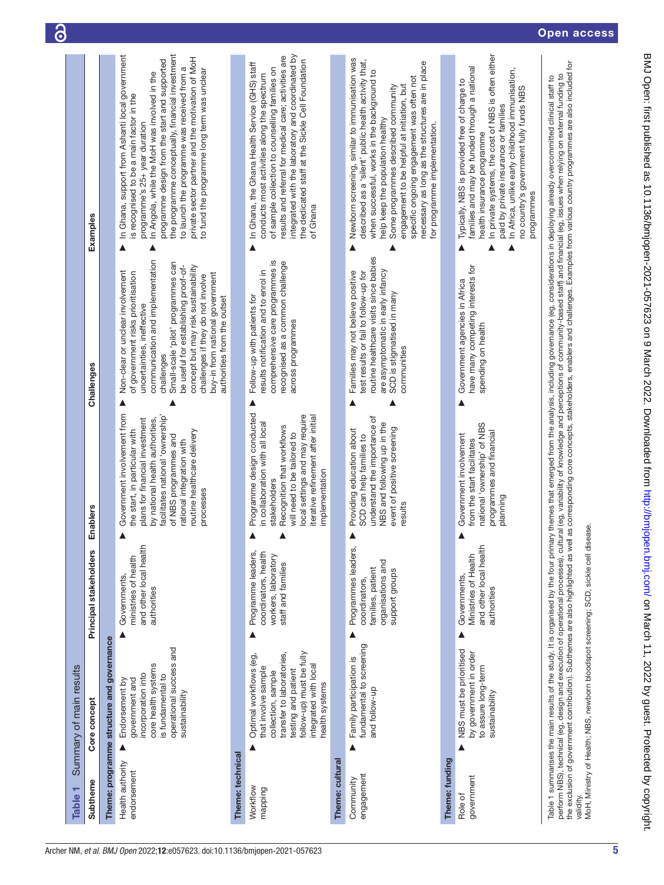**Table 1** Summary of main results

| Subtheme | Core concept | Principal stakeholders | Enablers | Challenges | Examples |
|---|---|---|---|---|---|
| **Theme: programme structure and governance** | | | | | |
| Health authority endorsement | ▲ Endorsement by government and incorporation into core health systems is fundamental to operational success and sustainability | ▲ Governments, ministries of health and other local health authorities | ▲ Government involvement from the start, in particular with plans for financial investment by national health authorities, facilitates national 'ownership' of NBS programmes and rational integration with routine healthcare delivery processes | ▲ Non-clear or unclear involvement of government risks prioritisation uncertainties, ineffective communication and implementation challenges<br>▲ Small-scale 'pilot' programmes can be useful for establishing proof-of-concept but may risk sustainability challenges if they do not involve buy-in from national government authorities from the outset | ▲ In Ghana, support from Ashanti local government is recognised to be a main factor in the programme's 25+ year duration<br>▲ In Angola, while the MoH was involved in the programme design from the start and supported the programme conceptually, financial investment to launch the programme was received from a private sector partner and the motivation of MoH to fund the programme long term was unclear |
| **Theme: technical** | | | | | |
| Workflow mapping | ▲ Optimal workflows (eg, that involve sample collection, sample transfer to laboratories, testing and patient follow-up) must be fully integrated with local health systems | ▲ Programme leaders, coordinators, health workers, laboratory staff and families | ▲ Programme design conducted in collaboration with all local stakeholders<br>▲ Recognition that workflows will need to be tailored to local settings and may require iterative refinement after initial implementation | ▲ Follow-up with patients for results notification and to enrol in comprehensive care programmes is recognised as a common challenge across programmes | ▲ In Ghana, the Ghana Health Service (GHS) staff conducts most activities along the spectrum of sample collection to counselling families on results and referral for medical care; activities are integrated with the laboratory and coordinated by the dedicated staff at the Sickle Cell Foundation of Ghana |
| **Theme: cultural** | | | | | |
| Community engagement | ▲ Family participation is fundamental to screening and follow-up | ▲ Programmes leaders, coordinators, families, patient organisations and support groups | ▲ Providing education about SCD can help families to understand the importance of NBS and following up in the event of positive screening results | ▲ Families may not believe positive test results or fail to follow-up for routine healthcare visits since babies are asymptomatic in early infancy<br>▲ SCD is stigmatised in many communities | ▲ Newborn screening, similar to immunisation was described as a 'silent' public health activity that, when successful, works in the background to help keep the population healthy<br>▲ Some programmes described community engagement to be helpful at initiation, but specific ongoing engagement was often not necessary as long as the structures are in place for programme implementation. |
| **Theme: funding** | | | | | |
| Role of government | ▲ NBS must be prioritised by government in order to assure long-term sustainability | ▲ Governments, Ministries of Health and other local health authorities | ▲ Government involvement from the start facilitates national 'ownership' of NBS programmes and financial planning | ▲ Government agencies in Africa have many competing interests for spending on health | ▲ Typically, NBS is provided free of charge to families and may be funded through a national health insurance programme<br>▲ In private systems, the cost of NBS is often either paid by private insurance or families<br>▲ In Africa, unlike early childhood immunisation, no country's government fully funds NBS programmes |

Table 1 summarises the main results of the study. It is organised by the four primary themes that emerged from the analysis, including governance (eg, considerations in deploying already overcommitted clinical staff to perform NBS), technical (eg, design and execution of operational processes), cultural (eg, variability of knowledge and perceptions of community-based staff) and financial (eg, issues when relying on external funding to the exclusion of government contribution). Subthemes are also highlighted as well as corresponding core concepts, stakeholders, enablers and challenges. Examples from various country programmes are also included for validity.

MoH, Ministry of Health; NBS, newborn bloodspot screening; SCD, sickle cell disease.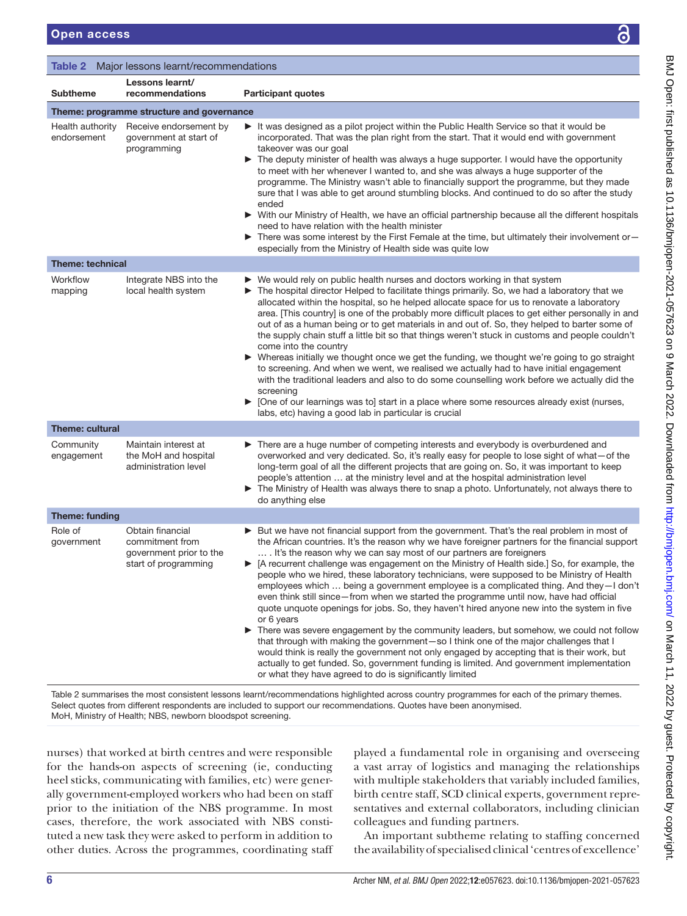**Table 2** Major lessons learnt/recommendations

| Subtheme | Lessons learnt/ recommendations | Participant quotes |
|---|---|---|
| **Theme: programme structure and governance** | | |
| Health authority endorsement | Receive endorsement by government at start of programming | ▶ It was designed as a pilot project within the Public Health Service so that it would be incorporated. That was the plan right from the start. That it would end with government takeover was our goal<br>▶ The deputy minister of health was always a huge supporter. I would have the opportunity to meet with her whenever I wanted to, and she was always a huge supporter of the programme. The Ministry wasn't able to financially support the programme, but they made sure that I was able to get around stumbling blocks. And continued to do so after the study ended<br>▶ With our Ministry of Health, we have an official partnership because all the different hospitals need to have relation with the health minister<br>▶ There was some interest by the First Female at the time, but ultimately their involvement or—especially from the Ministry of Health side was quite low |
| **Theme: technical** | | |
| Workflow mapping | Integrate NBS into the local health system | ▶ We would rely on public health nurses and doctors working in that system<br>▶ The hospital director Helped to facilitate things primarily. So, we had a laboratory that we allocated within the hospital, so he helped allocate space for us to renovate a laboratory area. [This country] is one of the probably more difficult places to get either personally in and out of as a human being or to get materials in and out of. So, they helped to barter some of the supply chain stuff a little bit so that things weren't stuck in customs and people couldn't come into the country<br>▶ Whereas initially we thought once we get the funding, we thought we're going to go straight to screening. And when we went, we realised we actually had to have initial engagement with the traditional leaders and also to do some counselling work before we actually did the screening<br>▶ [One of our learnings was to] start in a place where some resources already exist (nurses, labs, etc) having a good lab in particular is crucial |
| **Theme: cultural** | | |
| Community engagement | Maintain interest at the MoH and hospital administration level | ▶ There are a huge number of competing interests and everybody is overburdened and overworked and very dedicated. So, it's really easy for people to lose sight of what—of the long-term goal of all the different projects that are going on. So, it was important to keep people's attention … at the ministry level and at the hospital administration level<br>▶ The Ministry of Health was always there to snap a photo. Unfortunately, not always there to do anything else |
| **Theme: funding** | | |
| Role of government | Obtain financial commitment from government prior to the start of programming | ▶ But we have not financial support from the government. That's the real problem in most of the African countries. It's the reason why we have foreigner partners for the financial support … . It's the reason why we can say most of our partners are foreigners<br>▶ [A recurrent challenge was engagement on the Ministry of Health side.] So, for example, the people who we hired, these laboratory technicians, were supposed to be Ministry of Health employees which … being a government employee is a complicated thing. And they—I don't even think still since—from when we started the programme until now, have had official quote unquote openings for jobs. So, they haven't hired anyone new into the system in five or 6 years<br>▶ There was severe engagement by the community leaders, but somehow, we could not follow that through with making the government—so I think one of the major challenges that I would think is really the government not only engaged by accepting that is their work, but actually to get funded. So, government funding is limited. And government implementation or what they have agreed to do is significantly limited |

Table 2 summarises the most consistent lessons learnt/recommendations highlighted across country programmes for each of the primary themes. Select quotes from different respondents are included to support our recommendations. Quotes have been anonymised.
MoH, Ministry of Health; NBS, newborn bloodspot screening.

nurses) that worked at birth centres and were responsible for the hands-on aspects of screening (ie, conducting heel sticks, communicating with families, etc) were generally government-employed workers who had been on staff prior to the initiation of the NBS programme. In most cases, therefore, the work associated with NBS constituted a new task they were asked to perform in addition to other duties. Across the programmes, coordinating staff played a fundamental role in organising and overseeing a vast array of logistics and managing the relationships with multiple stakeholders that variably included families, birth centre staff, SCD clinical experts, government representatives and external collaborators, including clinician colleagues and funding partners.

An important subtheme relating to staffing concerned the availability of specialised clinical 'centres of excellence'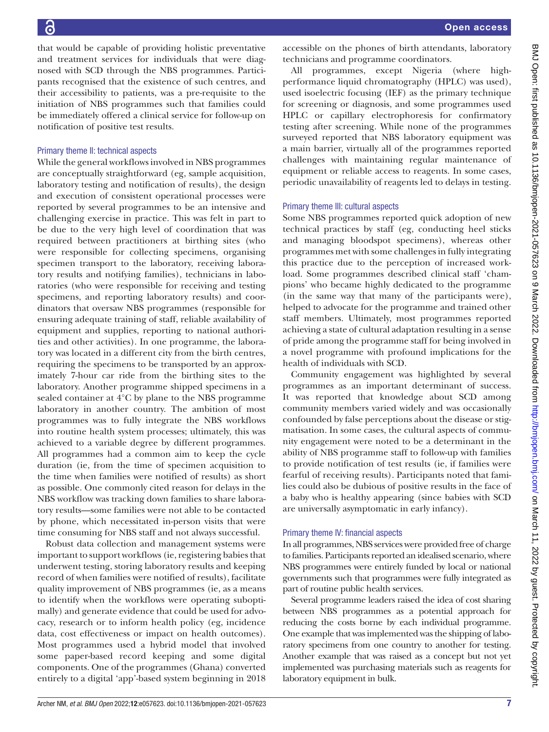that would be capable of providing holistic preventative and treatment services for individuals that were diagnosed with SCD through the NBS programmes. Participants recognised that the existence of such centres, and their accessibility to patients, was a pre-requisite to the initiation of NBS programmes such that families could be immediately offered a clinical service for follow-up on notification of positive test results.

### Primary theme II: technical aspects

While the general workflows involved in NBS programmes are conceptually straightforward (eg, sample acquisition, laboratory testing and notification of results), the design and execution of consistent operational processes were reported by several programmes to be an intensive and challenging exercise in practice. This was felt in part to be due to the very high level of coordination that was required between practitioners at birthing sites (who were responsible for collecting specimens, organising specimen transport to the laboratory, receiving laboratory results and notifying families), technicians in laboratories (who were responsible for receiving and testing specimens, and reporting laboratory results) and coordinators that oversaw NBS programmes (responsible for ensuring adequate training of staff, reliable availability of equipment and supplies, reporting to national authorities and other activities). In one programme, the laboratory was located in a different city from the birth centres, requiring the specimens to be transported by an approximately 7-hour car ride from the birthing sites to the laboratory. Another programme shipped specimens in a sealed container at 4°C by plane to the NBS programme laboratory in another country. The ambition of most programmes was to fully integrate the NBS workflows into routine health system processes; ultimately, this was achieved to a variable degree by different programmes. All programmes had a common aim to keep the cycle duration (ie, from the time of specimen acquisition to the time when families were notified of results) as short as possible. One commonly cited reason for delays in the NBS workflow was tracking down families to share laboratory results—some families were not able to be contacted by phone, which necessitated in-person visits that were time consuming for NBS staff and not always successful.

Robust data collection and management systems were important to support workflows (ie, registering babies that underwent testing, storing laboratory results and keeping record of when families were notified of results), facilitate quality improvement of NBS programmes (ie, as a means to identify when the workflows were operating suboptimally) and generate evidence that could be used for advocacy, research or to inform health policy (eg, incidence data, cost effectiveness or impact on health outcomes). Most programmes used a hybrid model that involved some paper-based record keeping and some digital components. One of the programmes (Ghana) converted entirely to a digital 'app'-based system beginning in 2018 accessible on the phones of birth attendants, laboratory technicians and programme coordinators.

All programmes, except Nigeria (where high-performance liquid chromatography (HPLC) was used), used isoelectric focusing (IEF) as the primary technique for screening or diagnosis, and some programmes used HPLC or capillary electrophoresis for confirmatory testing after screening. While none of the programmes surveyed reported that NBS laboratory equipment was a main barrier, virtually all of the programmes reported challenges with maintaining regular maintenance of equipment or reliable access to reagents. In some cases, periodic unavailability of reagents led to delays in testing.

### Primary theme III: cultural aspects

Some NBS programmes reported quick adoption of new technical practices by staff (eg, conducting heel sticks and managing bloodspot specimens), whereas other programmes met with some challenges in fully integrating this practice due to the perception of increased workload. Some programmes described clinical staff 'champions' who became highly dedicated to the programme (in the same way that many of the participants were), helped to advocate for the programme and trained other staff members. Ultimately, most programmes reported achieving a state of cultural adaptation resulting in a sense of pride among the programme staff for being involved in a novel programme with profound implications for the health of individuals with SCD.

Community engagement was highlighted by several programmes as an important determinant of success. It was reported that knowledge about SCD among community members varied widely and was occasionally confounded by false perceptions about the disease or stigmatisation. In some cases, the cultural aspects of community engagement were noted to be a determinant in the ability of NBS programme staff to follow-up with families to provide notification of test results (ie, if families were fearful of receiving results). Participants noted that families could also be dubious of positive results in the face of a baby who is healthy appearing (since babies with SCD are universally asymptomatic in early infancy).

### Primary theme IV: financial aspects

In all programmes, NBS services were provided free of charge to families. Participants reported an idealised scenario, where NBS programmes were entirely funded by local or national governments such that programmes were fully integrated as part of routine public health services.

Several programme leaders raised the idea of cost sharing between NBS programmes as a potential approach for reducing the costs borne by each individual programme. One example that was implemented was the shipping of laboratory specimens from one country to another for testing. Another example that was raised as a concept but not yet implemented was purchasing materials such as reagents for laboratory equipment in bulk.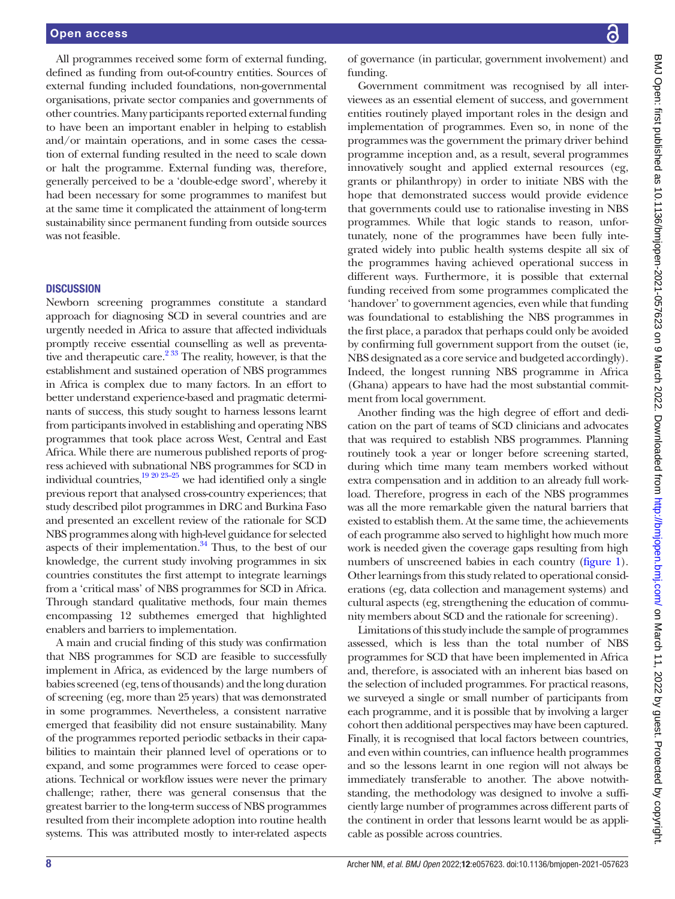All programmes received some form of external funding, defined as funding from out-of-country entities. Sources of external funding included foundations, non-governmental organisations, private sector companies and governments of other countries. Many participants reported external funding to have been an important enabler in helping to establish and/or maintain operations, and in some cases the cessation of external funding resulted in the need to scale down or halt the programme. External funding was, therefore, generally perceived to be a 'double-edge sword', whereby it had been necessary for some programmes to manifest but at the same time it complicated the attainment of long-term sustainability since permanent funding from outside sources was not feasible.

## DISCUSSION

Newborn screening programmes constitute a standard approach for diagnosing SCD in several countries and are urgently needed in Africa to assure that affected individuals promptly receive essential counselling as well as preventative and therapeutic care.[2 33] The reality, however, is that the establishment and sustained operation of NBS programmes in Africa is complex due to many factors. In an effort to better understand experience-based and pragmatic determinants of success, this study sought to harness lessons learnt from participants involved in establishing and operating NBS programmes that took place across West, Central and East Africa. While there are numerous published reports of progress achieved with subnational NBS programmes for SCD in individual countries,[19 20 23–25] we had identified only a single previous report that analysed cross-country experiences; that study described pilot programmes in DRC and Burkina Faso and presented an excellent review of the rationale for SCD NBS programmes along with high-level guidance for selected aspects of their implementation.[34] Thus, to the best of our knowledge, the current study involving programmes in six countries constitutes the first attempt to integrate learnings from a 'critical mass' of NBS programmes for SCD in Africa. Through standard qualitative methods, four main themes encompassing 12 subthemes emerged that highlighted enablers and barriers to implementation.

A main and crucial finding of this study was confirmation that NBS programmes for SCD are feasible to successfully implement in Africa, as evidenced by the large numbers of babies screened (eg, tens of thousands) and the long duration of screening (eg, more than 25 years) that was demonstrated in some programmes. Nevertheless, a consistent narrative emerged that feasibility did not ensure sustainability. Many of the programmes reported periodic setbacks in their capabilities to maintain their planned level of operations or to expand, and some programmes were forced to cease operations. Technical or workflow issues were never the primary challenge; rather, there was general consensus that the greatest barrier to the long-term success of NBS programmes resulted from their incomplete adoption into routine health systems. This was attributed mostly to inter-related aspects of governance (in particular, government involvement) and funding.

Government commitment was recognised by all interviewees as an essential element of success, and government entities routinely played important roles in the design and implementation of programmes. Even so, in none of the programmes was the government the primary driver behind programme inception and, as a result, several programmes innovatively sought and applied external resources (eg, grants or philanthropy) in order to initiate NBS with the hope that demonstrated success would provide evidence that governments could use to rationalise investing in NBS programmes. While that logic stands to reason, unfortunately, none of the programmes have been fully integrated widely into public health systems despite all six of the programmes having achieved operational success in different ways. Furthermore, it is possible that external funding received from some programmes complicated the 'handover' to government agencies, even while that funding was foundational to establishing the NBS programmes in the first place, a paradox that perhaps could only be avoided by confirming full government support from the outset (ie, NBS designated as a core service and budgeted accordingly). Indeed, the longest running NBS programme in Africa (Ghana) appears to have had the most substantial commitment from local government.

Another finding was the high degree of effort and dedication on the part of teams of SCD clinicians and advocates that was required to establish NBS programmes. Planning routinely took a year or longer before screening started, during which time many team members worked without extra compensation and in addition to an already full workload. Therefore, progress in each of the NBS programmes was all the more remarkable given the natural barriers that existed to establish them. At the same time, the achievements of each programme also served to highlight how much more work is needed given the coverage gaps resulting from high numbers of unscreened babies in each country (figure 1). Other learnings from this study related to operational considerations (eg, data collection and management systems) and cultural aspects (eg, strengthening the education of community members about SCD and the rationale for screening).

Limitations of this study include the sample of programmes assessed, which is less than the total number of NBS programmes for SCD that have been implemented in Africa and, therefore, is associated with an inherent bias based on the selection of included programmes. For practical reasons, we surveyed a single or small number of participants from each programme, and it is possible that by involving a larger cohort then additional perspectives may have been captured. Finally, it is recognised that local factors between countries, and even within countries, can influence health programmes and so the lessons learnt in one region will not always be immediately transferable to another. The above notwithstanding, the methodology was designed to involve a sufficiently large number of programmes across different parts of the continent in order that lessons learnt would be as applicable as possible across countries.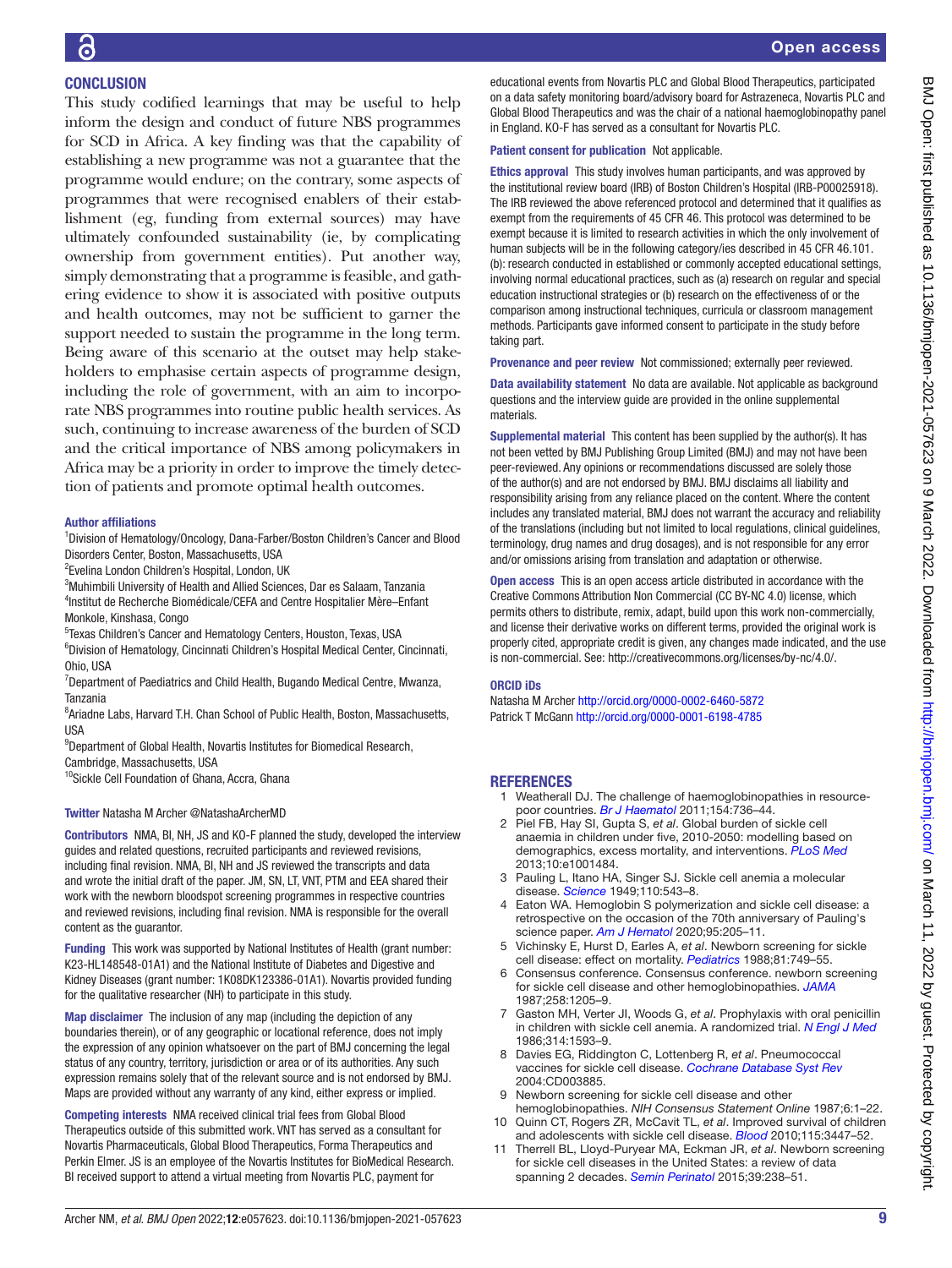## CONCLUSION

This study codified learnings that may be useful to help inform the design and conduct of future NBS programmes for SCD in Africa. A key finding was that the capability of establishing a new programme was not a guarantee that the programme would endure; on the contrary, some aspects of programmes that were recognised enablers of their establishment (eg, funding from external sources) may have ultimately confounded sustainability (ie, by complicating ownership from government entities). Put another way, simply demonstrating that a programme is feasible, and gathering evidence to show it is associated with positive outputs and health outcomes, may not be sufficient to garner the support needed to sustain the programme in the long term. Being aware of this scenario at the outset may help stakeholders to emphasise certain aspects of programme design, including the role of government, with an aim to incorporate NBS programmes into routine public health services. As such, continuing to increase awareness of the burden of SCD and the critical importance of NBS among policymakers in Africa may be a priority in order to improve the timely detection of patients and promote optimal health outcomes.

**Author affiliations**

[1]Division of Hematology/Oncology, Dana-Farber/Boston Children's Cancer and Blood Disorders Center, Boston, Massachusetts, USA
[2]Evelina London Children's Hospital, London, UK
[3]Muhimbili University of Health and Allied Sciences, Dar es Salaam, Tanzania
[4]Institut de Recherche Biomédicale/CEFA and Centre Hospitalier Mère–Enfant Monkole, Kinshasa, Congo
[5]Texas Children's Cancer and Hematology Centers, Houston, Texas, USA
[6]Division of Hematology, Cincinnati Children's Hospital Medical Center, Cincinnati, Ohio, USA
[7]Department of Paediatrics and Child Health, Bugando Medical Centre, Mwanza, Tanzania
[8]Ariadne Labs, Harvard T.H. Chan School of Public Health, Boston, Massachusetts, USA
[9]Department of Global Health, Novartis Institutes for Biomedical Research, Cambridge, Massachusetts, USA
[10]Sickle Cell Foundation of Ghana, Accra, Ghana

**Twitter** Natasha M Archer @NatashaArcherMD

**Contributors** NMA, BI, NH, JS and KO-F planned the study, developed the interview guides and related questions, recruited participants and reviewed revisions, including final revision. NMA, BI, NH and JS reviewed the transcripts and data and wrote the initial draft of the paper. JM, SN, LT, VNT, PTM and EEA shared their work with the newborn bloodspot screening programmes in respective countries and reviewed revisions, including final revision. NMA is responsible for the overall content as the guarantor.

**Funding** This work was supported by National Institutes of Health (grant number: K23-HL148548-01A1) and the National Institute of Diabetes and Digestive and Kidney Diseases (grant number: 1K08DK123386-01A1). Novartis provided funding for the qualitative researcher (NH) to participate in this study.

**Map disclaimer** The inclusion of any map (including the depiction of any boundaries therein), or of any geographic or locational reference, does not imply the expression of any opinion whatsoever on the part of BMJ concerning the legal status of any country, territory, jurisdiction or area or of its authorities. Any such expression remains solely that of the relevant source and is not endorsed by BMJ. Maps are provided without any warranty of any kind, either express or implied.

**Competing interests** NMA received clinical trial fees from Global Blood Therapeutics outside of this submitted work. VNT has served as a consultant for Novartis Pharmaceuticals, Global Blood Therapeutics, Forma Therapeutics and Perkin Elmer. JS is an employee of the Novartis Institutes for BioMedical Research. BI received support to attend a virtual meeting from Novartis PLC, payment for educational events from Novartis PLC and Global Blood Therapeutics, participated on a data safety monitoring board/advisory board for Astrazeneca, Novartis PLC and Global Blood Therapeutics and was the chair of a national haemoglobinopathy panel in England. KO-F has served as a consultant for Novartis PLC.

**Patient consent for publication** Not applicable.

**Ethics approval** This study involves human participants, and was approved by the institutional review board (IRB) of Boston Children's Hospital (IRB-P00025918). The IRB reviewed the above referenced protocol and determined that it qualifies as exempt from the requirements of 45 CFR 46. This protocol was determined to be exempt because it is limited to research activities in which the only involvement of human subjects will be in the following category/ies described in 45 CFR 46.101. (b): research conducted in established or commonly accepted educational settings, involving normal educational practices, such as (a) research on regular and special education instructional strategies or (b) research on the effectiveness of or the comparison among instructional techniques, curricula or classroom management methods. Participants gave informed consent to participate in the study before taking part.

**Provenance and peer review** Not commissioned; externally peer reviewed.

**Data availability statement** No data are available. Not applicable as background questions and the interview guide are provided in the online supplemental materials.

**Supplemental material** This content has been supplied by the author(s). It has not been vetted by BMJ Publishing Group Limited (BMJ) and may not have been peer-reviewed. Any opinions or recommendations discussed are solely those of the author(s) and are not endorsed by BMJ. BMJ disclaims all liability and responsibility arising from any reliance placed on the content. Where the content includes any translated material, BMJ does not warrant the accuracy and reliability of the translations (including but not limited to local regulations, clinical guidelines, terminology, drug names and drug dosages), and is not responsible for any error and/or omissions arising from translation and adaptation or otherwise.

**Open access** This is an open access article distributed in accordance with the Creative Commons Attribution Non Commercial (CC BY-NC 4.0) license, which permits others to distribute, remix, adapt, build upon this work non-commercially, and license their derivative works on different terms, provided the original work is properly cited, appropriate credit is given, any changes made indicated, and the use is non-commercial. See: http://creativecommons.org/licenses/by-nc/4.0/.

**ORCID iDs**

Natasha M Archer http://orcid.org/0000-0002-6460-5872
Patrick T McGann http://orcid.org/0000-0001-6198-4785

## REFERENCES

1. Weatherall DJ. The challenge of haemoglobinopathies in resource-poor countries. *Br J Haematol* 2011;154:736–44.
2. Piel FB, Hay SI, Gupta S, *et al*. Global burden of sickle cell anaemia in children under five, 2010-2050: modelling based on demographics, excess mortality, and interventions. *PLoS Med* 2013;10:e1001484.
3. Pauling L, Itano HA, Singer SJ. Sickle cell anemia a molecular disease. *Science* 1949;110:543–8.
4. Eaton WA. Hemoglobin S polymerization and sickle cell disease: a retrospective on the occasion of the 70th anniversary of Pauling's science paper. *Am J Hematol* 2020;95:205–11.
5. Vichinsky E, Hurst D, Earles A, *et al*. Newborn screening for sickle cell disease: effect on mortality. *Pediatrics* 1988;81:749–55.
6. Consensus conference. Consensus conference. newborn screening for sickle cell disease and other hemoglobinopathies. *JAMA* 1987;258:1205–9.
7. Gaston MH, Verter JI, Woods G, *et al*. Prophylaxis with oral penicillin in children with sickle cell anemia. A randomized trial. *N Engl J Med* 1986;314:1593–9.
8. Davies EG, Riddington C, Lottenberg R, *et al*. Pneumococcal vaccines for sickle cell disease. *Cochrane Database Syst Rev* 2004:CD003885.
9. Newborn screening for sickle cell disease and other hemoglobinopathies. *NIH Consensus Statement Online* 1987;6:1–22.
10. Quinn CT, Rogers ZR, McCavit TL, *et al*. Improved survival of children and adolescents with sickle cell disease. *Blood* 2010;115:3447–52.
11. Therrell BL, Lloyd-Puryear MA, Eckman JR, *et al*. Newborn screening for sickle cell diseases in the United States: a review of data spanning 2 decades. *Semin Perinatol* 2015;39:238–51.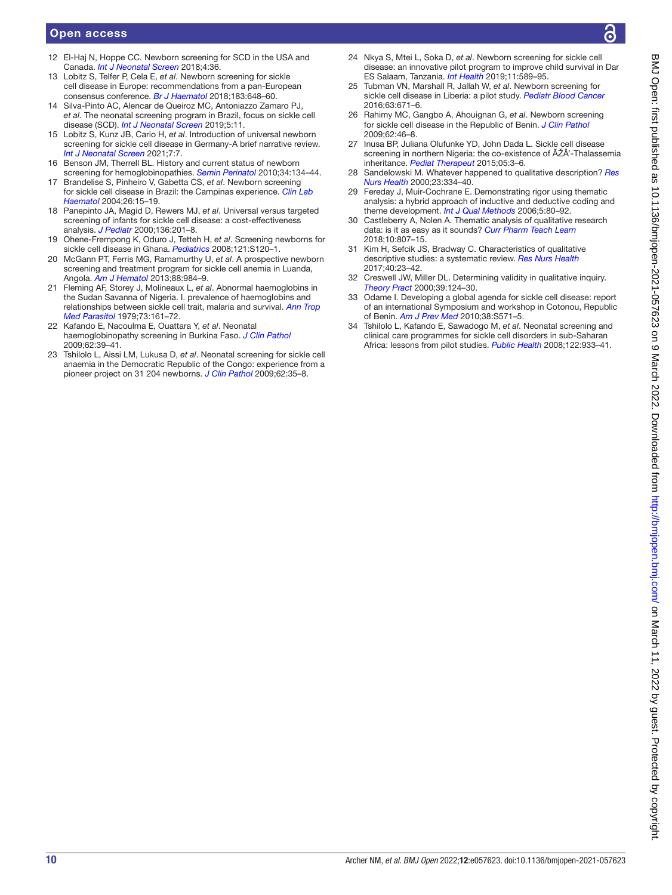12 El-Haj N, Hoppe CC. Newborn screening for SCD in the USA and Canada. *Int J Neonatal Screen* 2018;4:36.
13 Lobitz S, Telfer P, Cela E, *et al*. Newborn screening for sickle cell disease in Europe: recommendations from a pan-European consensus conference. *Br J Haematol* 2018;183:648–60.
14 Silva-Pinto AC, Alencar de Queiroz MC, Antoniazzo Zamaro PJ, *et al*. The neonatal screening program in Brazil, focus on sickle cell disease (SCD). *Int J Neonatal Screen* 2019;5:11.
15 Lobitz S, Kunz JB, Cario H, *et al*. Introduction of universal newborn screening for sickle cell disease in Germany-A brief narrative review. *Int J Neonatal Screen* 2021;7:7.
16 Benson JM, Therrell BL. History and current status of newborn screening for hemoglobinopathies. *Semin Perinatol* 2010;34:134–44.
17 Brandelise S, Pinheiro V, Gabetta CS, *et al*. Newborn screening for sickle cell disease in Brazil: the Campinas experience. *Clin Lab Haematol* 2004;26:15–19.
18 Panepinto JA, Magid D, Rewers MJ, *et al*. Universal versus targeted screening of infants for sickle cell disease: a cost-effectiveness analysis. *J Pediatr* 2000;136:201–8.
19 Ohene-Frempong K, Oduro J, Tetteh H, *et al*. Screening newborns for sickle cell disease in Ghana. *Pediatrics* 2008;121:S120–1.
20 McGann PT, Ferris MG, Ramamurthy U, *et al*. A prospective newborn screening and treatment program for sickle cell anemia in Luanda, Angola. *Am J Hematol* 2013;88:984–9.
21 Fleming AF, Storey J, Molineaux L, *et al*. Abnormal haemoglobins in the Sudan Savanna of Nigeria. I. prevalence of haemoglobins and relationships between sickle cell trait, malaria and survival. *Ann Trop Med Parasitol* 1979;73:161–72.
22 Kafando E, Nacoulma E, Ouattara Y, *et al*. Neonatal haemoglobinopathy screening in Burkina Faso. *J Clin Pathol* 2009;62:39–41.
23 Tshilolo L, Aissi LM, Lukusa D, *et al*. Neonatal screening for sickle cell anaemia in the Democratic Republic of the Congo: experience from a pioneer project on 31 204 newborns. *J Clin Pathol* 2009;62:35–8.
24 Nkya S, Mtei L, Soka D, *et al*. Newborn screening for sickle cell disease: an innovative pilot program to improve child survival in Dar ES Salaam, Tanzania. *Int Health* 2019;11:589–95.
25 Tubman VN, Marshall R, Jallah W, *et al*. Newborn screening for sickle cell disease in Liberia: a pilot study. *Pediatr Blood Cancer* 2016;63:671–6.
26 Rahimy MC, Gangbo A, Ahouignan G, *et al*. Newborn screening for sickle cell disease in the Republic of Benin. *J Clin Pathol* 2009;62:46–8.
27 Inusa BP, Juliana Olufunke YD, John Dada L. Sickle cell disease screening in northern Nigeria: the co-existence of ÃŽÂ'-Thalassemia inheritance. *Pediat Therapeut* 2015;05:3–6.
28 Sandelowski M. Whatever happened to qualitative description? *Res Nurs Health* 2000;23:334–40.
29 Fereday J, Muir-Cochrane E. Demonstrating rigor using thematic analysis: a hybrid approach of inductive and deductive coding and theme development. *Int J Qual Methods* 2006;5:80–92.
30 Castleberry A, Nolen A. Thematic analysis of qualitative research data: is it as easy as it sounds? *Curr Pharm Teach Learn* 2018;10:807–15.
31 Kim H, Sefcik JS, Bradway C. Characteristics of qualitative descriptive studies: a systematic review. *Res Nurs Health* 2017;40:23–42.
32 Creswell JW, Miller DL. Determining validity in qualitative inquiry. *Theory Pract* 2000;39:124–30.
33 Odame I. Developing a global agenda for sickle cell disease: report of an international Symposium and workshop in Cotonou, Republic of Benin. *Am J Prev Med* 2010;38:S571–5.
34 Tshilolo L, Kafando E, Sawadogo M, *et al*. Neonatal screening and clinical care programmes for sickle cell disorders in sub-Saharan Africa: lessons from pilot studies. *Public Health* 2008;122:933–41.